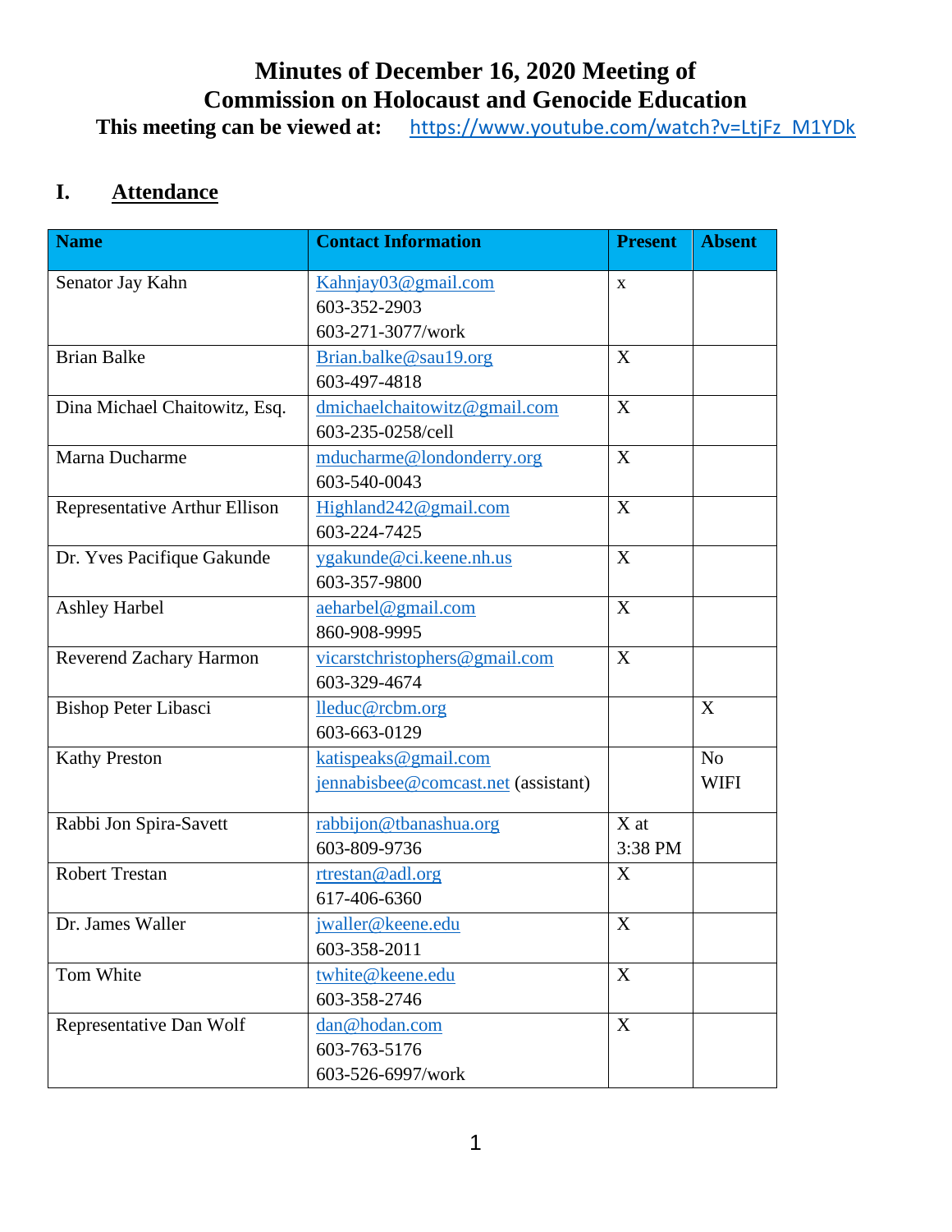# Minutes of December 16, 2020 Meeting of Commission on Holocaust and Genocide Education

**This meeting can be viewed at:** https://www.youtube.com/watch?v=LtjFz_M1YDk

## I. Attendance

| Name | Contact Information | Present | Absent |
|---|---|---|---|
| Senator Jay Kahn | Kahnjay03@gmail.com<br>603-352-2903<br>603-271-3077/work | x | |
| Brian Balke | Brian.balke@sau19.org<br>603-497-4818 | X | |
| Dina Michael Chaitowitz, Esq. | dmichaelchaitowitz@gmail.com<br>603-235-0258/cell | X | |
| Marna Ducharme | mducharme@londonderry.org<br>603-540-0043 | X | |
| Representative Arthur Ellison | Highland242@gmail.com<br>603-224-7425 | X | |
| Dr. Yves Pacifique Gakunde | ygakunde@ci.keene.nh.us<br>603-357-9800 | X | |
| Ashley Harbel | aeharbel@gmail.com<br>860-908-9995 | X | |
| Reverend Zachary Harmon | vicarstchristophers@gmail.com<br>603-329-4674 | X | |
| Bishop Peter Libasci | lleduc@rcbm.org<br>603-663-0129 | | X |
| Kathy Preston | katispeaks@gmail.com<br>jennabisbee@comcast.net (assistant) | | No WIFI |
| Rabbi Jon Spira-Savett | rabbijon@tbanashua.org<br>603-809-9736 | X at 3:38 PM | |
| Robert Trestan | rtrestan@adl.org<br>617-406-6360 | X | |
| Dr. James Waller | jwaller@keene.edu<br>603-358-2011 | X | |
| Tom White | twhite@keene.edu<br>603-358-2746 | X | |
| Representative Dan Wolf | dan@hodan.com<br>603-763-5176<br>603-526-6997/work | X | |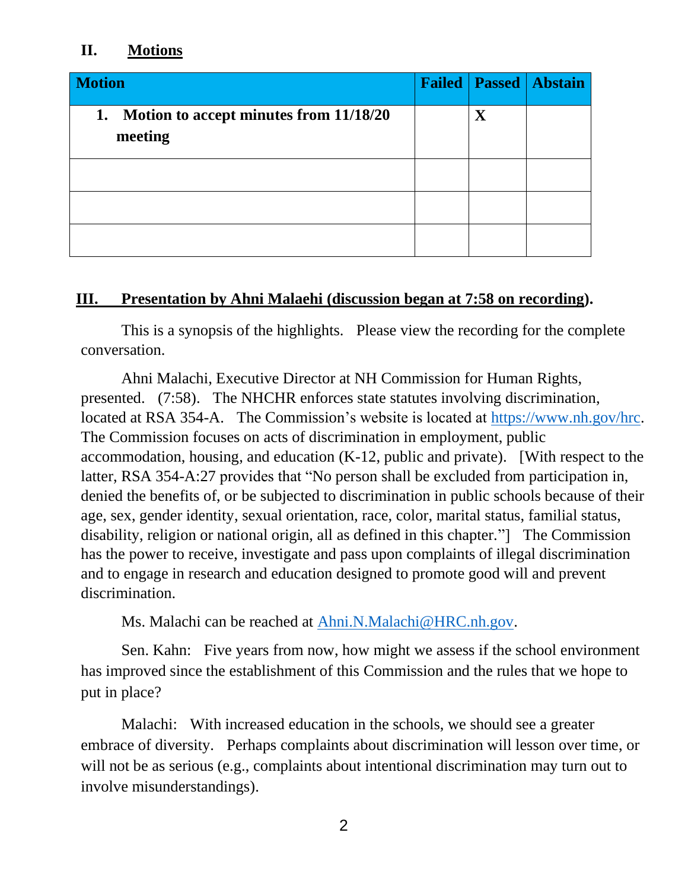## II. Motions

| Motion | Failed | Passed | Abstain |
|---|---|---|---|
| **1. Motion to accept minutes from 11/18/20 meeting** | | **X** | |
| | | | |
| | | | |
| | | | |

## III. Presentation by Ahni Malaehi (discussion began at 7:58 on recording).

This is a synopsis of the highlights. Please view the recording for the complete conversation.

Ahni Malachi, Executive Director at NH Commission for Human Rights, presented. (7:58). The NHCHR enforces state statutes involving discrimination, located at RSA 354-A. The Commission's website is located at [https://www.nh.gov/hrc](https://www.nh.gov/hrc). The Commission focuses on acts of discrimination in employment, public accommodation, housing, and education (K-12, public and private). [With respect to the latter, RSA 354-A:27 provides that "No person shall be excluded from participation in, denied the benefits of, or be subjected to discrimination in public schools because of their age, sex, gender identity, sexual orientation, race, color, marital status, familial status, disability, religion or national origin, all as defined in this chapter."] The Commission has the power to receive, investigate and pass upon complaints of illegal discrimination and to engage in research and education designed to promote good will and prevent discrimination.

Ms. Malachi can be reached at [Ahni.N.Malachi@HRC.nh.gov](mailto:Ahni.N.Malachi@HRC.nh.gov).

Sen. Kahn: Five years from now, how might we assess if the school environment has improved since the establishment of this Commission and the rules that we hope to put in place?

Malachi: With increased education in the schools, we should see a greater embrace of diversity. Perhaps complaints about discrimination will lesson over time, or will not be as serious (e.g., complaints about intentional discrimination may turn out to involve misunderstandings).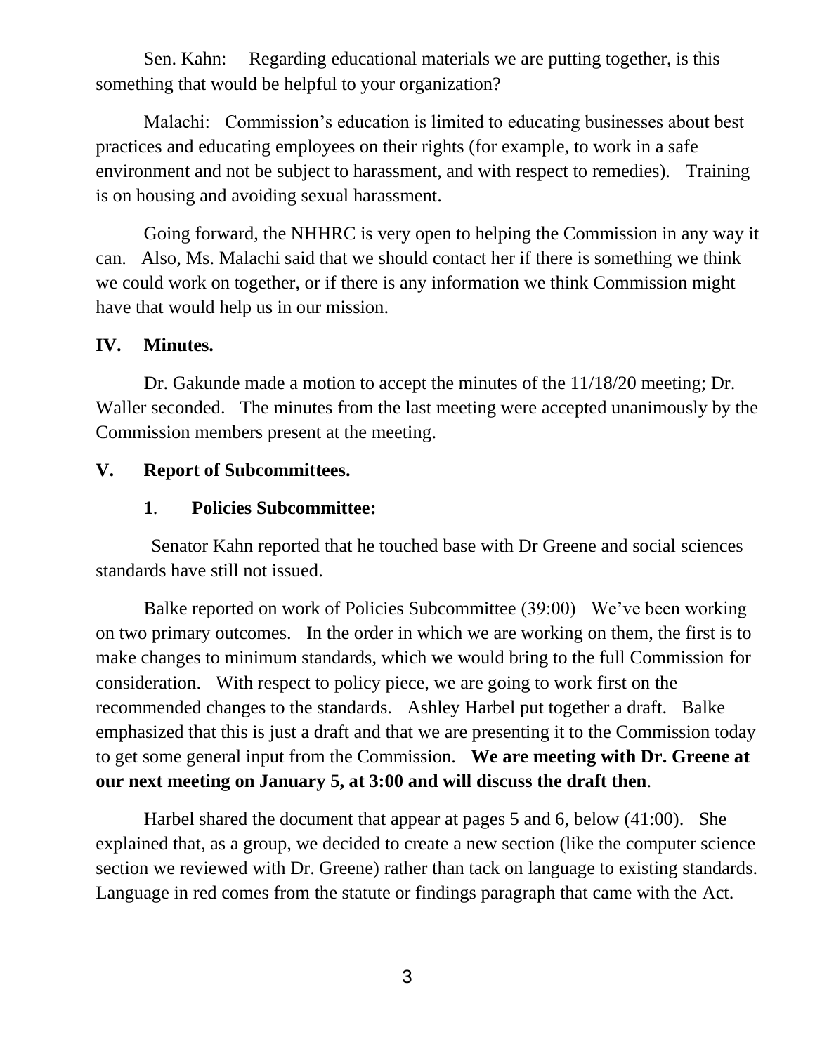Sen. Kahn: Regarding educational materials we are putting together, is this something that would be helpful to your organization?

Malachi: Commission's education is limited to educating businesses about best practices and educating employees on their rights (for example, to work in a safe environment and not be subject to harassment, and with respect to remedies). Training is on housing and avoiding sexual harassment.

Going forward, the NHHRC is very open to helping the Commission in any way it can. Also, Ms. Malachi said that we should contact her if there is something we think we could work on together, or if there is any information we think Commission might have that would help us in our mission.

## IV. Minutes.

Dr. Gakunde made a motion to accept the minutes of the 11/18/20 meeting; Dr. Waller seconded. The minutes from the last meeting were accepted unanimously by the Commission members present at the meeting.

## V. Report of Subcommittees.

### 1. Policies Subcommittee:

Senator Kahn reported that he touched base with Dr Greene and social sciences standards have still not issued.

Balke reported on work of Policies Subcommittee (39:00) We've been working on two primary outcomes. In the order in which we are working on them, the first is to make changes to minimum standards, which we would bring to the full Commission for consideration. With respect to policy piece, we are going to work first on the recommended changes to the standards. Ashley Harbel put together a draft. Balke emphasized that this is just a draft and that we are presenting it to the Commission today to get some general input from the Commission. **We are meeting with Dr. Greene at our next meeting on January 5, at 3:00 and will discuss the draft then**.

Harbel shared the document that appear at pages 5 and 6, below (41:00). She explained that, as a group, we decided to create a new section (like the computer science section we reviewed with Dr. Greene) rather than tack on language to existing standards. Language in red comes from the statute or findings paragraph that came with the Act.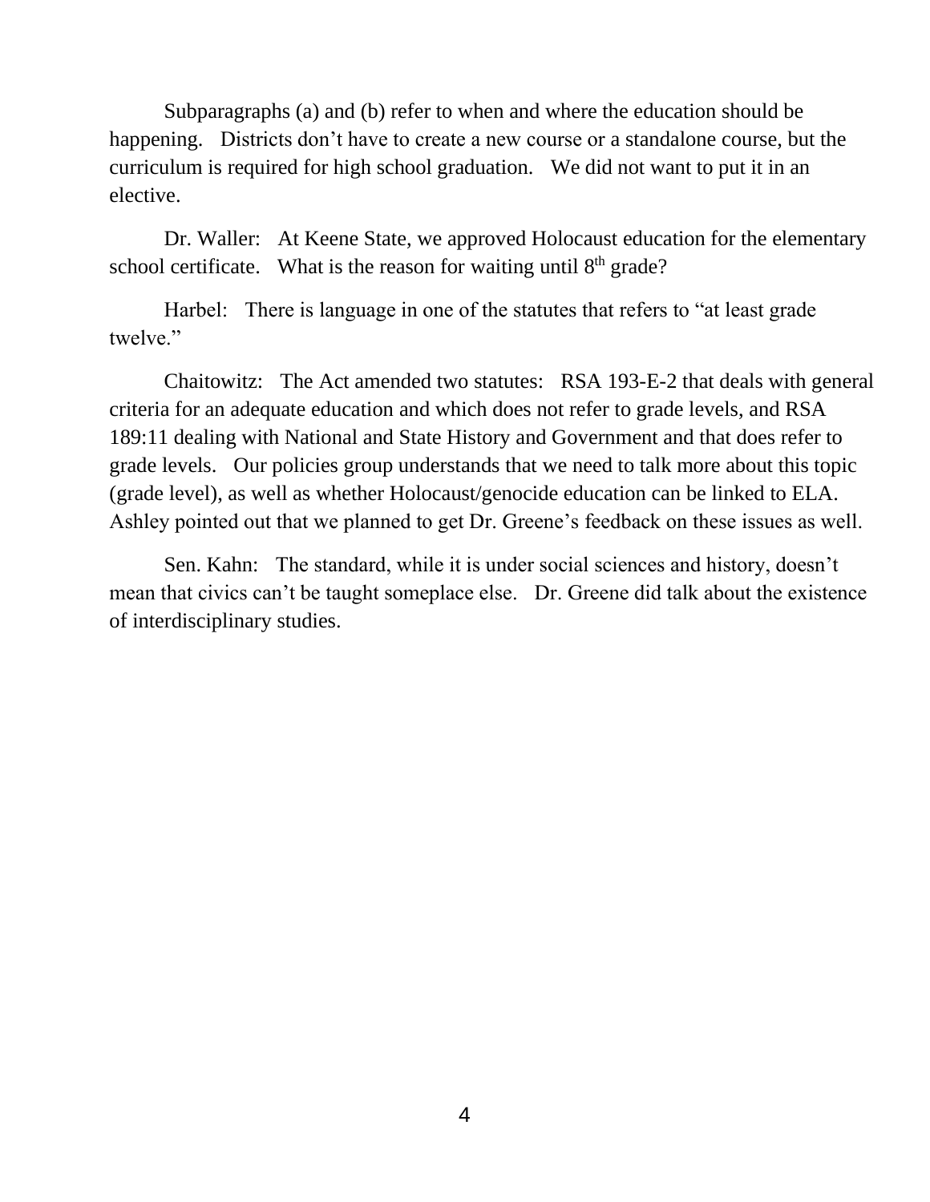Subparagraphs (a) and (b) refer to when and where the education should be happening. Districts don't have to create a new course or a standalone course, but the curriculum is required for high school graduation. We did not want to put it in an elective.

Dr. Waller: At Keene State, we approved Holocaust education for the elementary school certificate. What is the reason for waiting until 8th grade?

Harbel: There is language in one of the statutes that refers to "at least grade twelve."

Chaitowitz: The Act amended two statutes: RSA 193-E-2 that deals with general criteria for an adequate education and which does not refer to grade levels, and RSA 189:11 dealing with National and State History and Government and that does refer to grade levels. Our policies group understands that we need to talk more about this topic (grade level), as well as whether Holocaust/genocide education can be linked to ELA. Ashley pointed out that we planned to get Dr. Greene's feedback on these issues as well.

Sen. Kahn: The standard, while it is under social sciences and history, doesn't mean that civics can't be taught someplace else. Dr. Greene did talk about the existence of interdisciplinary studies.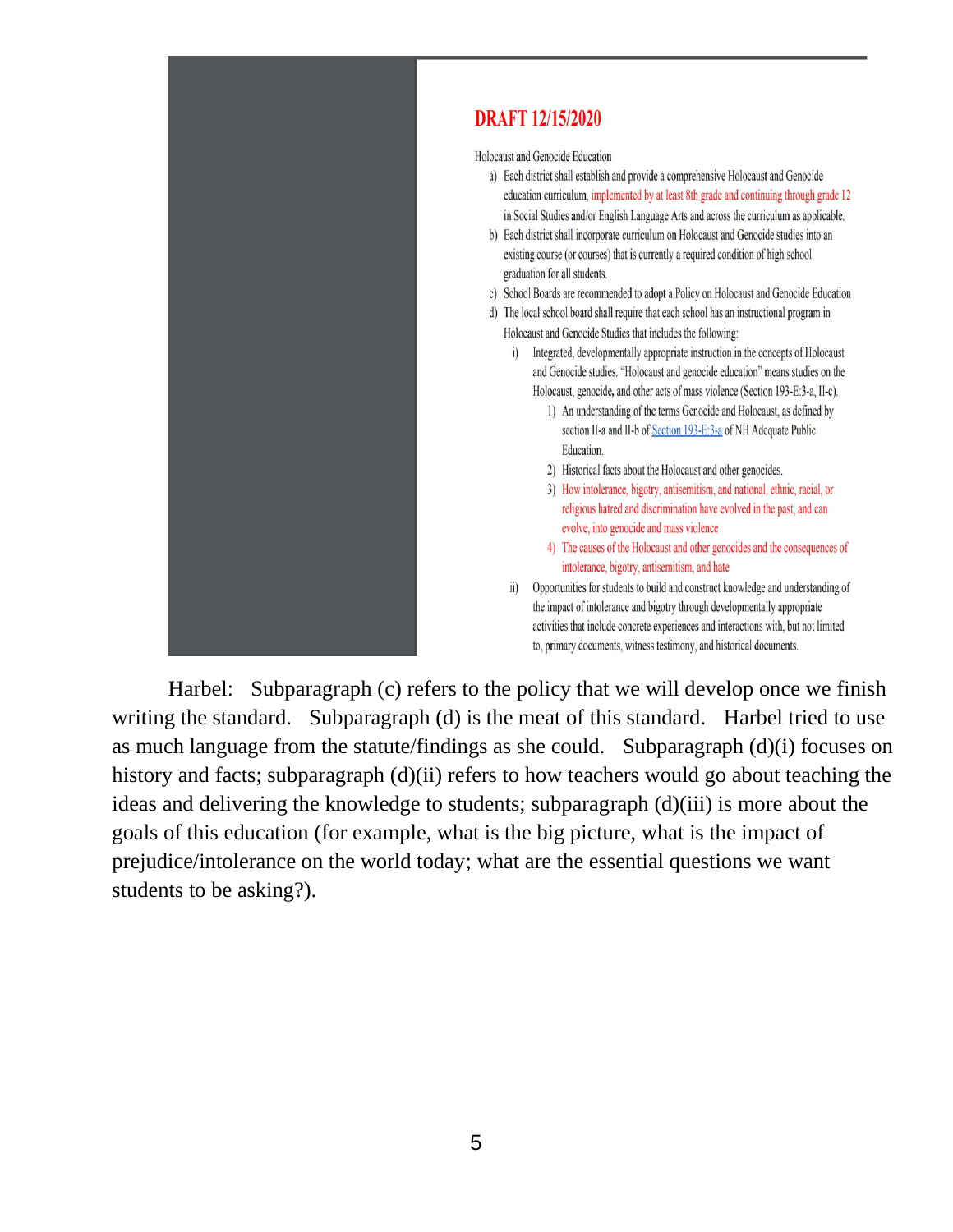**DRAFT 12/15/2020**

Holocaust and Genocide Education

a) Each district shall establish and provide a comprehensive Holocaust and Genocide education curriculum, implemented by at least 8th grade and continuing through grade 12 in Social Studies and/or English Language Arts and across the curriculum as applicable.

b) Each district shall incorporate curriculum on Holocaust and Genocide studies into an existing course (or courses) that is currently a required condition of high school graduation for all students.

c) School Boards are recommended to adopt a Policy on Holocaust and Genocide Education

d) The local school board shall require that each school has an instructional program in Holocaust and Genocide Studies that includes the following:

   i) Integrated, developmentally appropriate instruction in the concepts of Holocaust and Genocide studies. "Holocaust and genocide education" means studies on the Holocaust, genocide, and other acts of mass violence (Section 193-E:3-a, II-c).

      1) An understanding of the terms Genocide and Holocaust, as defined by section II-a and II-b of Section 193-E:3-a of NH Adequate Public Education.

      2) Historical facts about the Holocaust and other genocides.

      3) How intolerance, bigotry, antisemitism, and national, ethnic, racial, or religious hatred and discrimination have evolved in the past, and can evolve, into genocide and mass violence

      4) The causes of the Holocaust and other genocides and the consequences of intolerance, bigotry, antisemitism, and hate

   ii) Opportunities for students to build and construct knowledge and understanding of the impact of intolerance and bigotry through developmentally appropriate activities that include concrete experiences and interactions with, but not limited to, primary documents, witness testimony, and historical documents.

Harbel: Subparagraph (c) refers to the policy that we will develop once we finish writing the standard. Subparagraph (d) is the meat of this standard. Harbel tried to use as much language from the statute/findings as she could. Subparagraph (d)(i) focuses on history and facts; subparagraph (d)(ii) refers to how teachers would go about teaching the ideas and delivering the knowledge to students; subparagraph (d)(iii) is more about the goals of this education (for example, what is the big picture, what is the impact of prejudice/intolerance on the world today; what are the essential questions we want students to be asking?).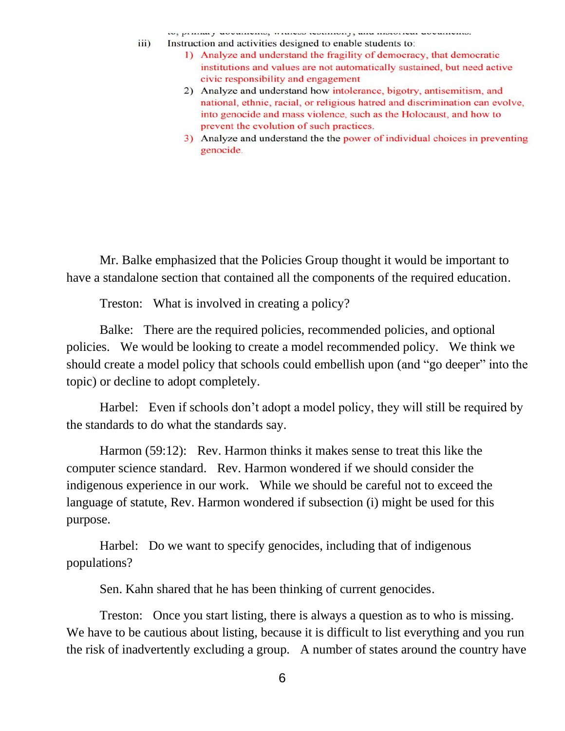to, primary documents, witness testimony, and historical documents.

iii) Instruction and activities designed to enable students to:

1) Analyze and understand the fragility of democracy, that democratic institutions and values are not automatically sustained, but need active civic responsibility and engagement
2) Analyze and understand how intolerance, bigotry, antisemitism, and national, ethnic, racial, or religious hatred and discrimination can evolve, into genocide and mass violence, such as the Holocaust, and how to prevent the evolution of such practices.
3) Analyze and understand the the power of individual choices in preventing genocide.

Mr. Balke emphasized that the Policies Group thought it would be important to have a standalone section that contained all the components of the required education.

Treston: What is involved in creating a policy?

Balke: There are the required policies, recommended policies, and optional policies. We would be looking to create a model recommended policy. We think we should create a model policy that schools could embellish upon (and "go deeper" into the topic) or decline to adopt completely.

Harbel: Even if schools don't adopt a model policy, they will still be required by the standards to do what the standards say.

Harmon (59:12): Rev. Harmon thinks it makes sense to treat this like the computer science standard. Rev. Harmon wondered if we should consider the indigenous experience in our work. While we should be careful not to exceed the language of statute, Rev. Harmon wondered if subsection (i) might be used for this purpose.

Harbel: Do we want to specify genocides, including that of indigenous populations?

Sen. Kahn shared that he has been thinking of current genocides.

Treston: Once you start listing, there is always a question as to who is missing. We have to be cautious about listing, because it is difficult to list everything and you run the risk of inadvertently excluding a group. A number of states around the country have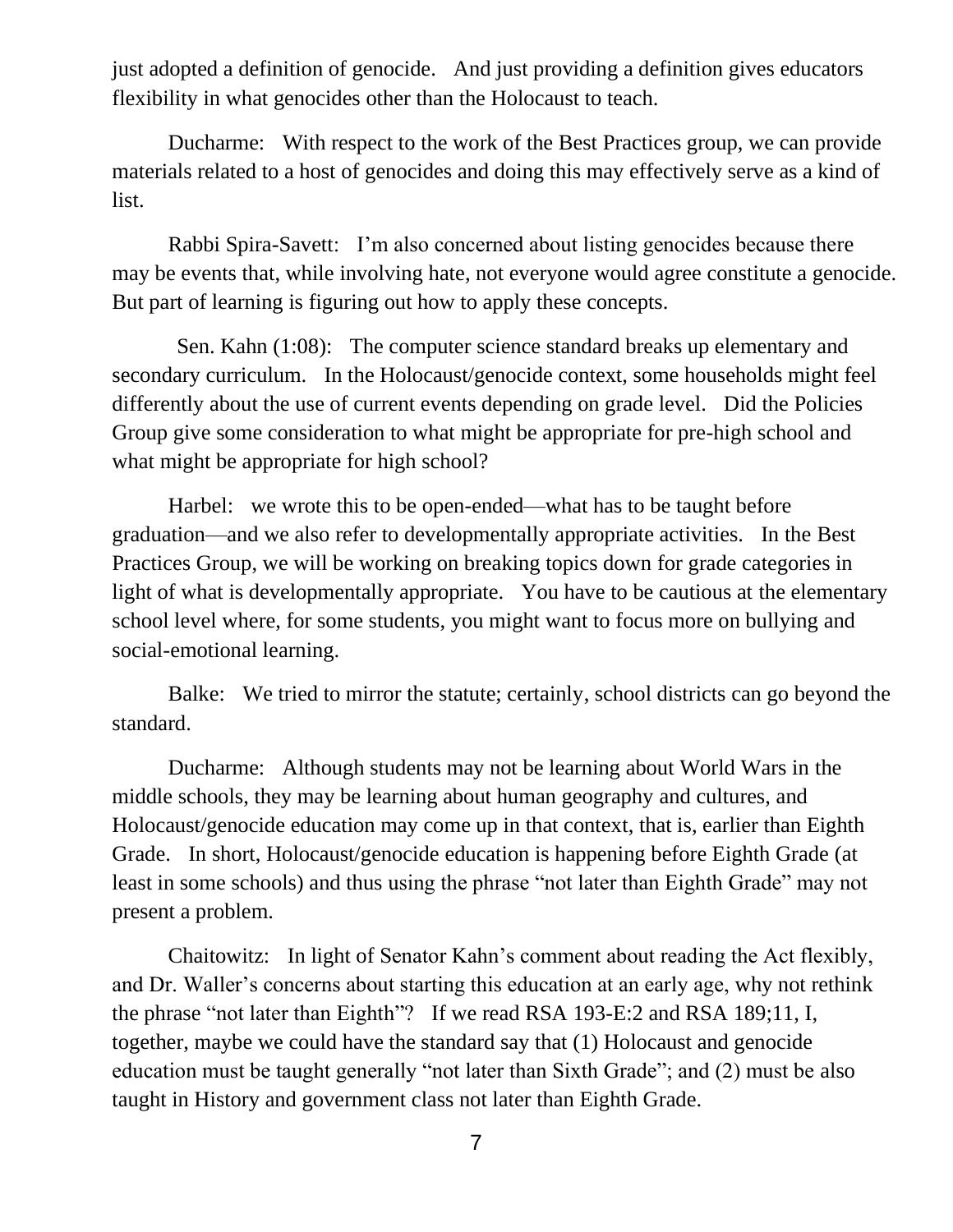just adopted a definition of genocide. And just providing a definition gives educators flexibility in what genocides other than the Holocaust to teach.

Ducharme: With respect to the work of the Best Practices group, we can provide materials related to a host of genocides and doing this may effectively serve as a kind of list.

Rabbi Spira-Savett: I'm also concerned about listing genocides because there may be events that, while involving hate, not everyone would agree constitute a genocide. But part of learning is figuring out how to apply these concepts.

Sen. Kahn (1:08): The computer science standard breaks up elementary and secondary curriculum. In the Holocaust/genocide context, some households might feel differently about the use of current events depending on grade level. Did the Policies Group give some consideration to what might be appropriate for pre-high school and what might be appropriate for high school?

Harbel: we wrote this to be open-ended—what has to be taught before graduation—and we also refer to developmentally appropriate activities. In the Best Practices Group, we will be working on breaking topics down for grade categories in light of what is developmentally appropriate. You have to be cautious at the elementary school level where, for some students, you might want to focus more on bullying and social-emotional learning.

Balke: We tried to mirror the statute; certainly, school districts can go beyond the standard.

Ducharme: Although students may not be learning about World Wars in the middle schools, they may be learning about human geography and cultures, and Holocaust/genocide education may come up in that context, that is, earlier than Eighth Grade. In short, Holocaust/genocide education is happening before Eighth Grade (at least in some schools) and thus using the phrase "not later than Eighth Grade" may not present a problem.

Chaitowitz: In light of Senator Kahn's comment about reading the Act flexibly, and Dr. Waller's concerns about starting this education at an early age, why not rethink the phrase "not later than Eighth"? If we read RSA 193-E:2 and RSA 189;11, I, together, maybe we could have the standard say that (1) Holocaust and genocide education must be taught generally "not later than Sixth Grade"; and (2) must be also taught in History and government class not later than Eighth Grade.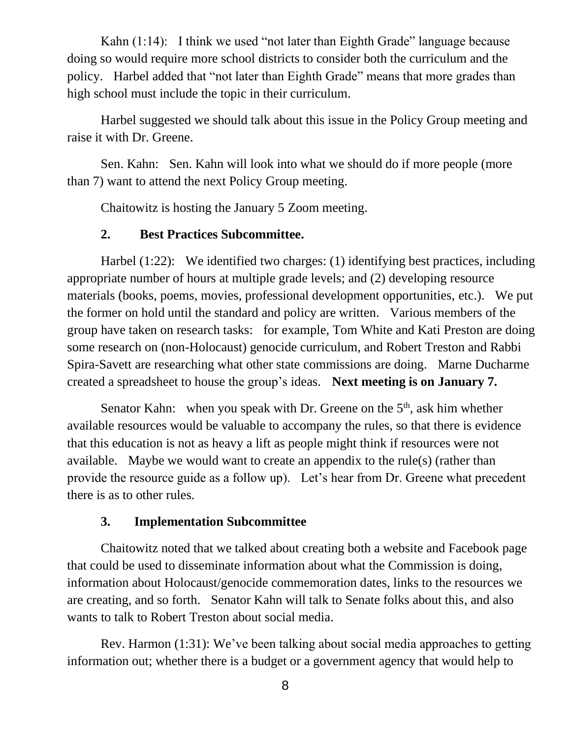Kahn (1:14): I think we used "not later than Eighth Grade" language because doing so would require more school districts to consider both the curriculum and the policy. Harbel added that "not later than Eighth Grade" means that more grades than high school must include the topic in their curriculum.

Harbel suggested we should talk about this issue in the Policy Group meeting and raise it with Dr. Greene.

Sen. Kahn: Sen. Kahn will look into what we should do if more people (more than 7) want to attend the next Policy Group meeting.

Chaitowitz is hosting the January 5 Zoom meeting.

**2. Best Practices Subcommittee.**

Harbel (1:22): We identified two charges: (1) identifying best practices, including appropriate number of hours at multiple grade levels; and (2) developing resource materials (books, poems, movies, professional development opportunities, etc.). We put the former on hold until the standard and policy are written. Various members of the group have taken on research tasks: for example, Tom White and Kati Preston are doing some research on (non-Holocaust) genocide curriculum, and Robert Treston and Rabbi Spira-Savett are researching what other state commissions are doing. Marne Ducharme created a spreadsheet to house the group's ideas. **Next meeting is on January 7.**

Senator Kahn: when you speak with Dr. Greene on the 5th, ask him whether available resources would be valuable to accompany the rules, so that there is evidence that this education is not as heavy a lift as people might think if resources were not available. Maybe we would want to create an appendix to the rule(s) (rather than provide the resource guide as a follow up). Let's hear from Dr. Greene what precedent there is as to other rules.

**3. Implementation Subcommittee**

Chaitowitz noted that we talked about creating both a website and Facebook page that could be used to disseminate information about what the Commission is doing, information about Holocaust/genocide commemoration dates, links to the resources we are creating, and so forth. Senator Kahn will talk to Senate folks about this, and also wants to talk to Robert Treston about social media.

Rev. Harmon (1:31): We've been talking about social media approaches to getting information out; whether there is a budget or a government agency that would help to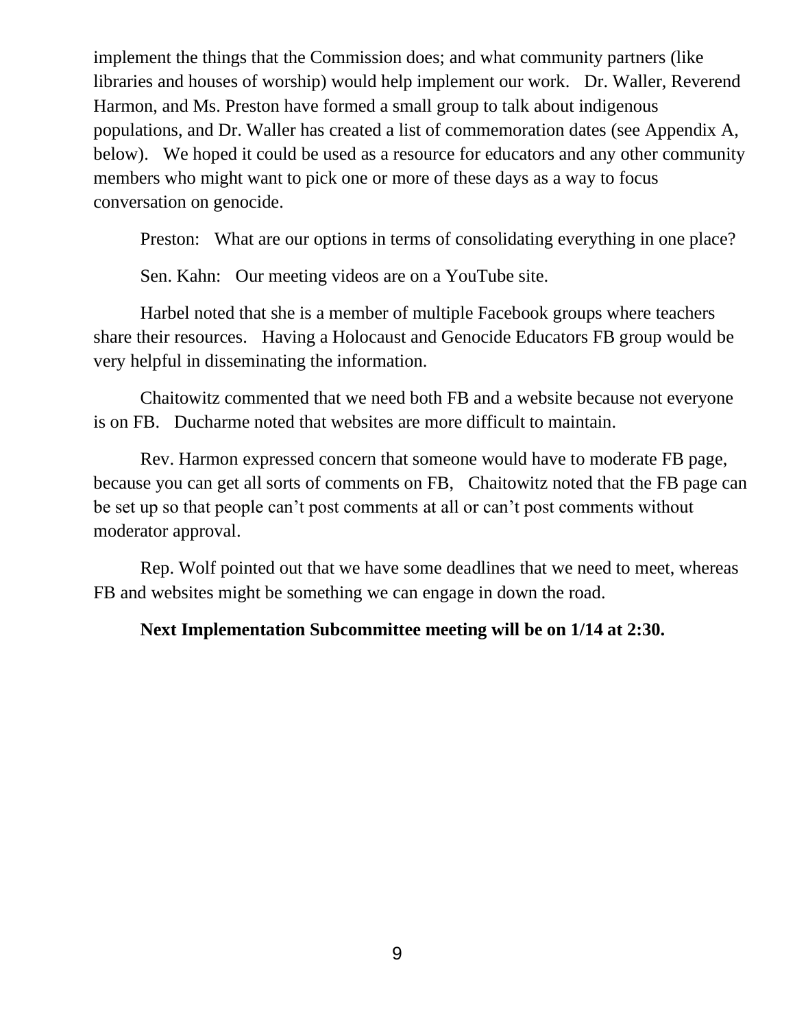implement the things that the Commission does; and what community partners (like libraries and houses of worship) would help implement our work. Dr. Waller, Reverend Harmon, and Ms. Preston have formed a small group to talk about indigenous populations, and Dr. Waller has created a list of commemoration dates (see Appendix A, below). We hoped it could be used as a resource for educators and any other community members who might want to pick one or more of these days as a way to focus conversation on genocide.

Preston: What are our options in terms of consolidating everything in one place?

Sen. Kahn: Our meeting videos are on a YouTube site.

Harbel noted that she is a member of multiple Facebook groups where teachers share their resources. Having a Holocaust and Genocide Educators FB group would be very helpful in disseminating the information.

Chaitowitz commented that we need both FB and a website because not everyone is on FB. Ducharme noted that websites are more difficult to maintain.

Rev. Harmon expressed concern that someone would have to moderate FB page, because you can get all sorts of comments on FB, Chaitowitz noted that the FB page can be set up so that people can't post comments at all or can't post comments without moderator approval.

Rep. Wolf pointed out that we have some deadlines that we need to meet, whereas FB and websites might be something we can engage in down the road.

**Next Implementation Subcommittee meeting will be on 1/14 at 2:30.**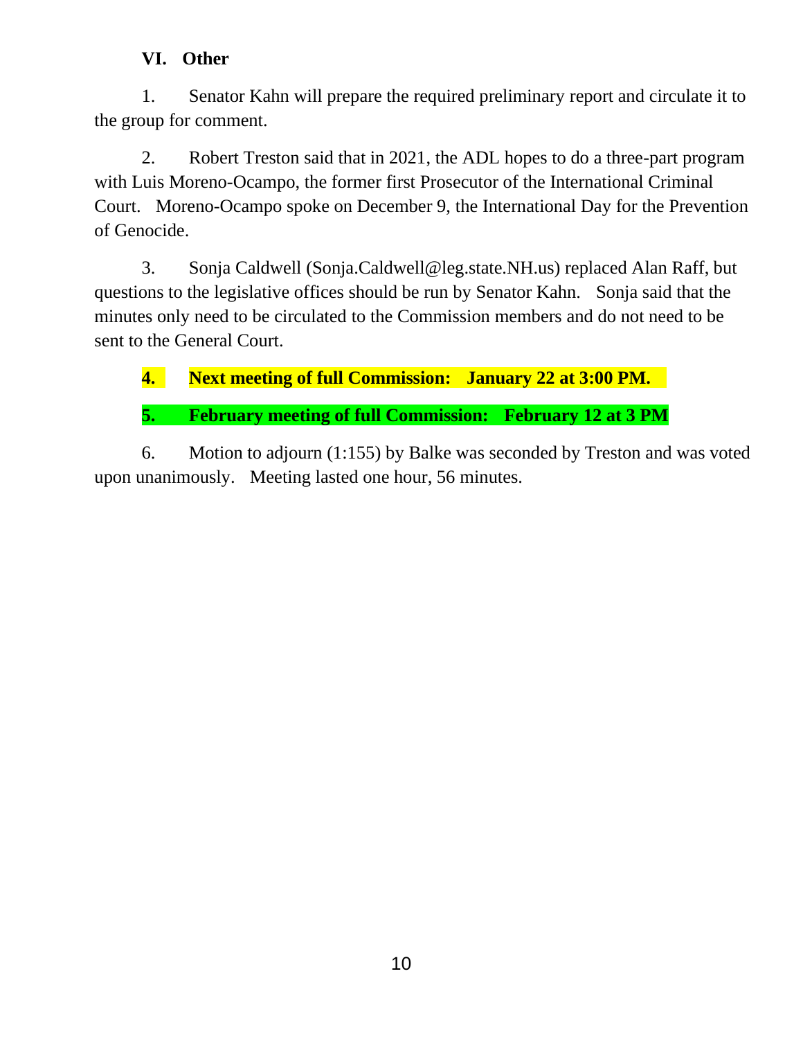## VI. Other

1. Senator Kahn will prepare the required preliminary report and circulate it to the group for comment.

2. Robert Treston said that in 2021, the ADL hopes to do a three-part program with Luis Moreno-Ocampo, the former first Prosecutor of the International Criminal Court. Moreno-Ocampo spoke on December 9, the International Day for the Prevention of Genocide.

3. Sonja Caldwell (Sonja.Caldwell@leg.state.NH.us) replaced Alan Raff, but questions to the legislative offices should be run by Senator Kahn. Sonja said that the minutes only need to be circulated to the Commission members and do not need to be sent to the General Court.

4. **Next meeting of full Commission: January 22 at 3:00 PM.**

5. **February meeting of full Commission: February 12 at 3 PM**

6. Motion to adjourn (1:155) by Balke was seconded by Treston and was voted upon unanimously. Meeting lasted one hour, 56 minutes.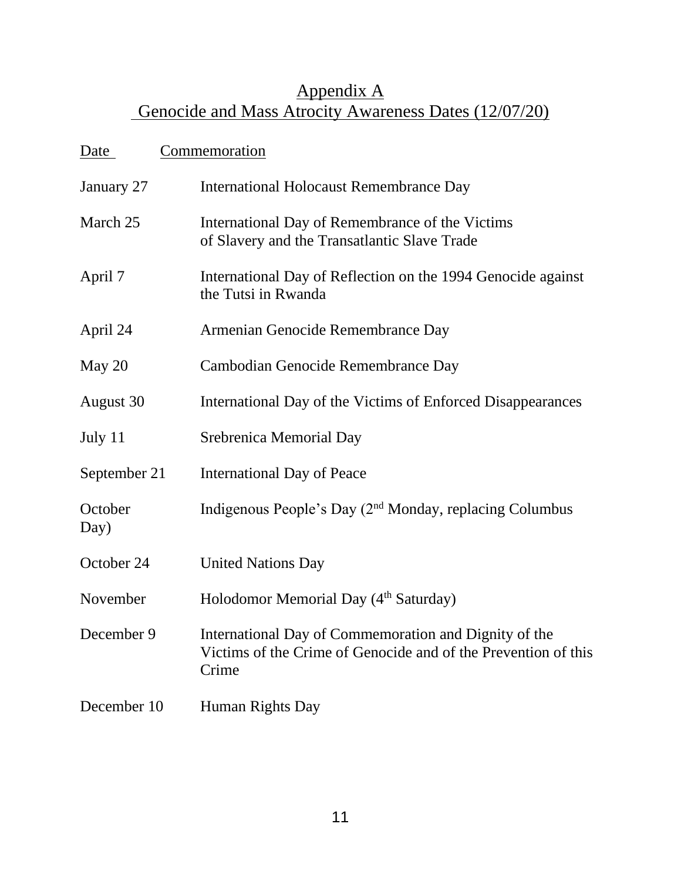## Appendix A
## Genocide and Mass Atrocity Awareness Dates (12/07/20)

| Date | Commemoration |
|---|---|
| January 27 | International Holocaust Remembrance Day |
| March 25 | International Day of Remembrance of the Victims of Slavery and the Transatlantic Slave Trade |
| April 7 | International Day of Reflection on the 1994 Genocide against the Tutsi in Rwanda |
| April 24 | Armenian Genocide Remembrance Day |
| May 20 | Cambodian Genocide Remembrance Day |
| August 30 | International Day of the Victims of Enforced Disappearances |
| July 11 | Srebrenica Memorial Day |
| September 21 | International Day of Peace |
| October | Indigenous People's Day (2nd Monday, replacing Columbus Day) |
| October 24 | United Nations Day |
| November | Holodomor Memorial Day (4th Saturday) |
| December 9 | International Day of Commemoration and Dignity of the Victims of the Crime of Genocide and of the Prevention of this Crime |
| December 10 | Human Rights Day |